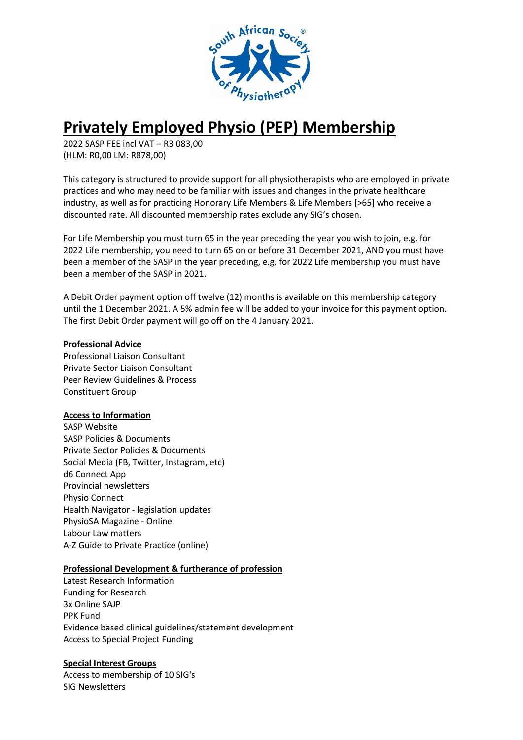# Privately Employed Physio (PEP) Membership

2022 SASP FEE incl VAT – R3 083,00
(HLM: R0,00 LM: R878,00)

This category is structured to provide support for all physiotherapists who are employed in private practices and who may need to be familiar with issues and changes in the private healthcare industry, as well as for practicing Honorary Life Members & Life Members [>65] who receive a discounted rate. All discounted membership rates exclude any SIG's chosen.

For Life Membership you must turn 65 in the year preceding the year you wish to join, e.g. for 2022 Life membership, you need to turn 65 on or before 31 December 2021, AND you must have been a member of the SASP in the year preceding, e.g. for 2022 Life membership you must have been a member of the SASP in 2021.

A Debit Order payment option off twelve (12) months is available on this membership category until the 1 December 2021. A 5% admin fee will be added to your invoice for this payment option. The first Debit Order payment will go off on the 4 January 2021.

**Professional Advice**

Professional Liaison Consultant
Private Sector Liaison Consultant
Peer Review Guidelines & Process
Constituent Group

**Access to Information**

SASP Website
SASP Policies & Documents
Private Sector Policies & Documents
Social Media (FB, Twitter, Instagram, etc)
d6 Connect App
Provincial newsletters
Physio Connect
Health Navigator - legislation updates
PhysioSA Magazine - Online
Labour Law matters
A-Z Guide to Private Practice (online)

**Professional Development & furtherance of profession**

Latest Research Information
Funding for Research
3x Online SAJP
PPK Fund
Evidence based clinical guidelines/statement development
Access to Special Project Funding

**Special Interest Groups**

Access to membership of 10 SIG's
SIG Newsletters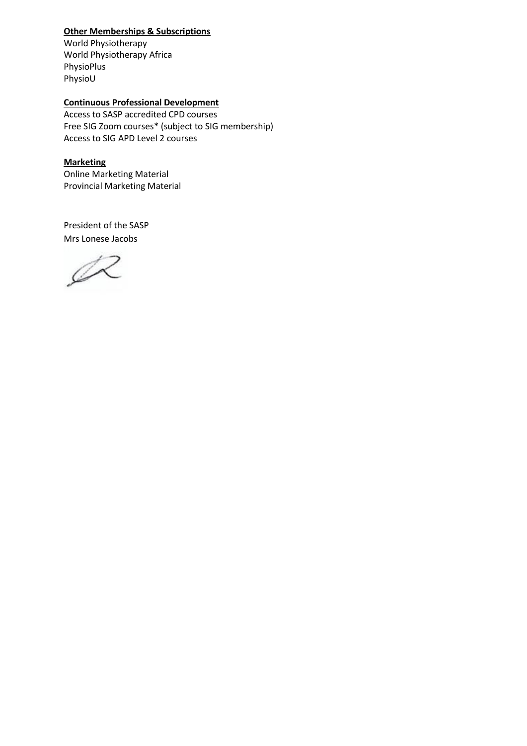**Other Memberships & Subscriptions**

World Physiotherapy
World Physiotherapy Africa
PhysioPlus
PhysioU

**Continuous Professional Development**

Access to SASP accredited CPD courses
Free SIG Zoom courses* (subject to SIG membership)
Access to SIG APD Level 2 courses

**Marketing**

Online Marketing Material
Provincial Marketing Material

President of the SASP
Mrs Lonese Jacobs